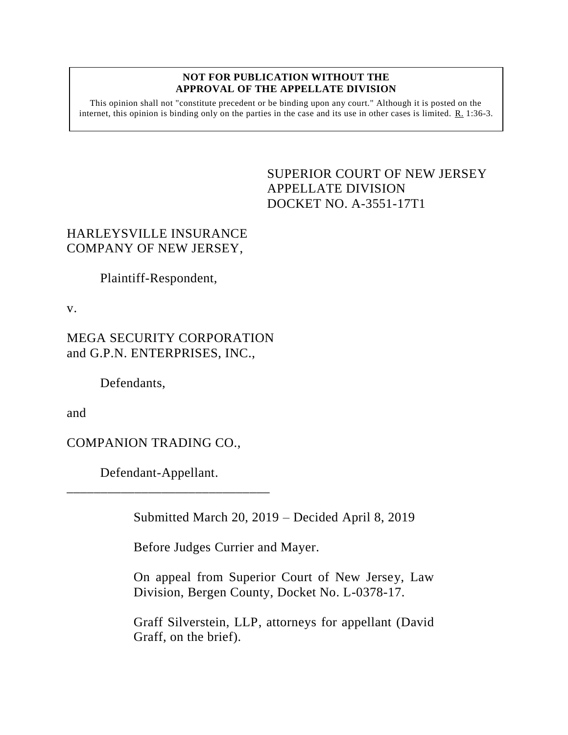**NOT FOR PUBLICATION WITHOUT THE APPROVAL OF THE APPELLATE DIVISION**

This opinion shall not "constitute precedent or be binding upon any court." Although it is posted on the internet, this opinion is binding only on the parties in the case and its use in other cases is limited. R. 1:36-3.

SUPERIOR COURT OF NEW JERSEY
APPELLATE DIVISION
DOCKET NO. A-3551-17T1

HARLEYSVILLE INSURANCE COMPANY OF NEW JERSEY,

Plaintiff-Respondent,

v.

MEGA SECURITY CORPORATION and G.P.N. ENTERPRISES, INC.,

Defendants,

and

COMPANION TRADING CO.,

Defendant-Appellant.

\_\_\_\_\_\_\_\_\_\_\_\_\_\_\_\_\_\_\_\_\_\_\_\_\_\_\_\_\_\_\_\_

Submitted March 20, 2019 – Decided April 8, 2019

Before Judges Currier and Mayer.

On appeal from Superior Court of New Jersey, Law Division, Bergen County, Docket No. L-0378-17.

Graff Silverstein, LLP, attorneys for appellant (David Graff, on the brief).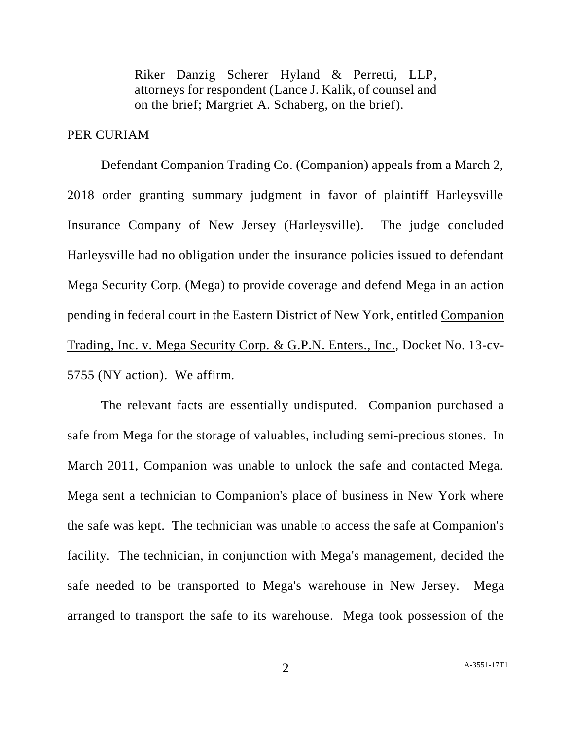Riker Danzig Scherer Hyland & Perretti, LLP, attorneys for respondent (Lance J. Kalik, of counsel and on the brief; Margriet A. Schaberg, on the brief).

PER CURIAM

Defendant Companion Trading Co. (Companion) appeals from a March 2, 2018 order granting summary judgment in favor of plaintiff Harleysville Insurance Company of New Jersey (Harleysville). The judge concluded Harleysville had no obligation under the insurance policies issued to defendant Mega Security Corp. (Mega) to provide coverage and defend Mega in an action pending in federal court in the Eastern District of New York, entitled Companion Trading, Inc. v. Mega Security Corp. & G.P.N. Enters., Inc., Docket No. 13-cv-5755 (NY action). We affirm.

The relevant facts are essentially undisputed. Companion purchased a safe from Mega for the storage of valuables, including semi-precious stones. In March 2011, Companion was unable to unlock the safe and contacted Mega. Mega sent a technician to Companion's place of business in New York where the safe was kept. The technician was unable to access the safe at Companion's facility. The technician, in conjunction with Mega's management, decided the safe needed to be transported to Mega's warehouse in New Jersey. Mega arranged to transport the safe to its warehouse. Mega took possession of the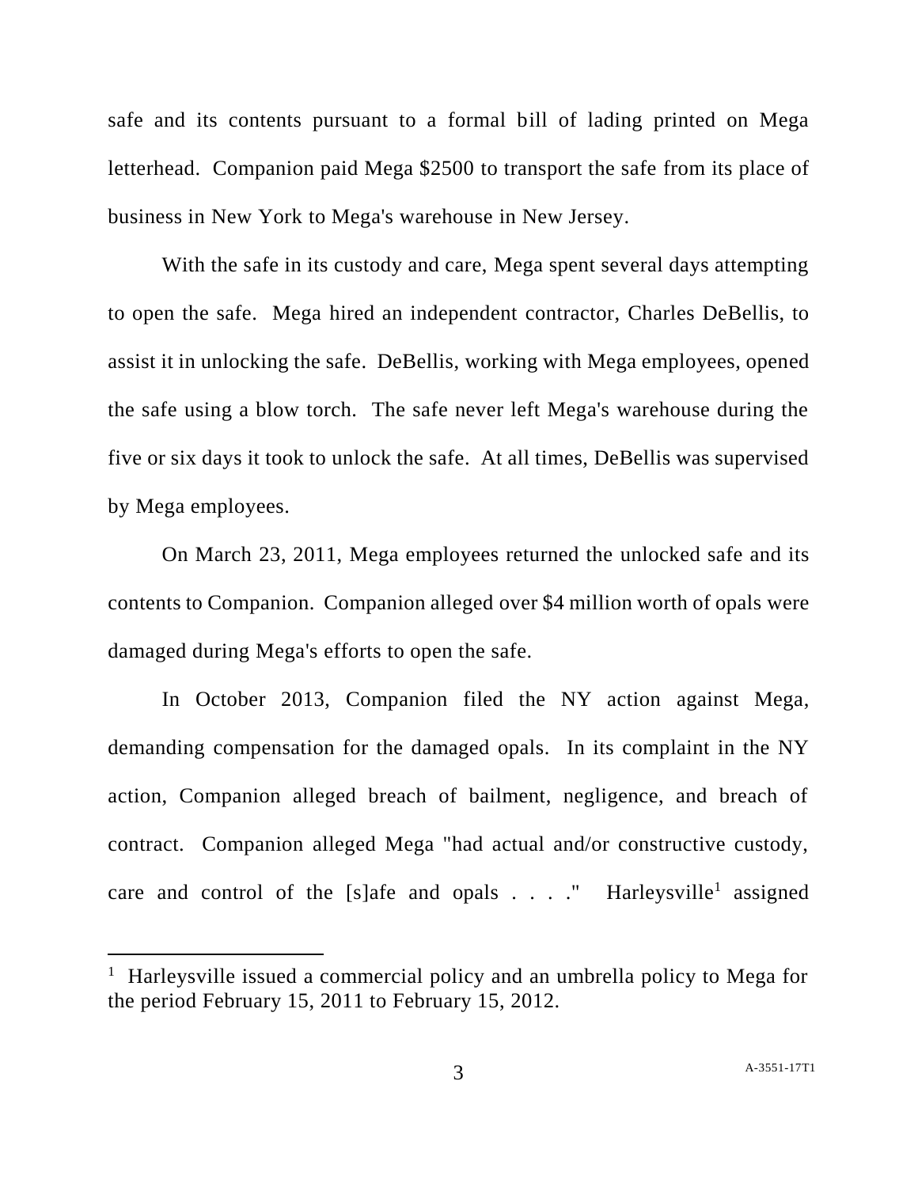safe and its contents pursuant to a formal bill of lading printed on Mega letterhead. Companion paid Mega $2500 to transport the safe from its place of business in New York to Mega's warehouse in New Jersey.

With the safe in its custody and care, Mega spent several days attempting to open the safe. Mega hired an independent contractor, Charles DeBellis, to assist it in unlocking the safe. DeBellis, working with Mega employees, opened the safe using a blow torch. The safe never left Mega's warehouse during the five or six days it took to unlock the safe. At all times, DeBellis was supervised by Mega employees.

On March 23, 2011, Mega employees returned the unlocked safe and its contents to Companion. Companion alleged over $4 million worth of opals were damaged during Mega's efforts to open the safe.

In October 2013, Companion filed the NY action against Mega, demanding compensation for the damaged opals. In its complaint in the NY action, Companion alleged breach of bailment, negligence, and breach of contract. Companion alleged Mega "had actual and/or constructive custody, care and control of the [s]afe and opals . . . ." Harleysville[1] assigned

[1] Harleysville issued a commercial policy and an umbrella policy to Mega for the period February 15, 2011 to February 15, 2012.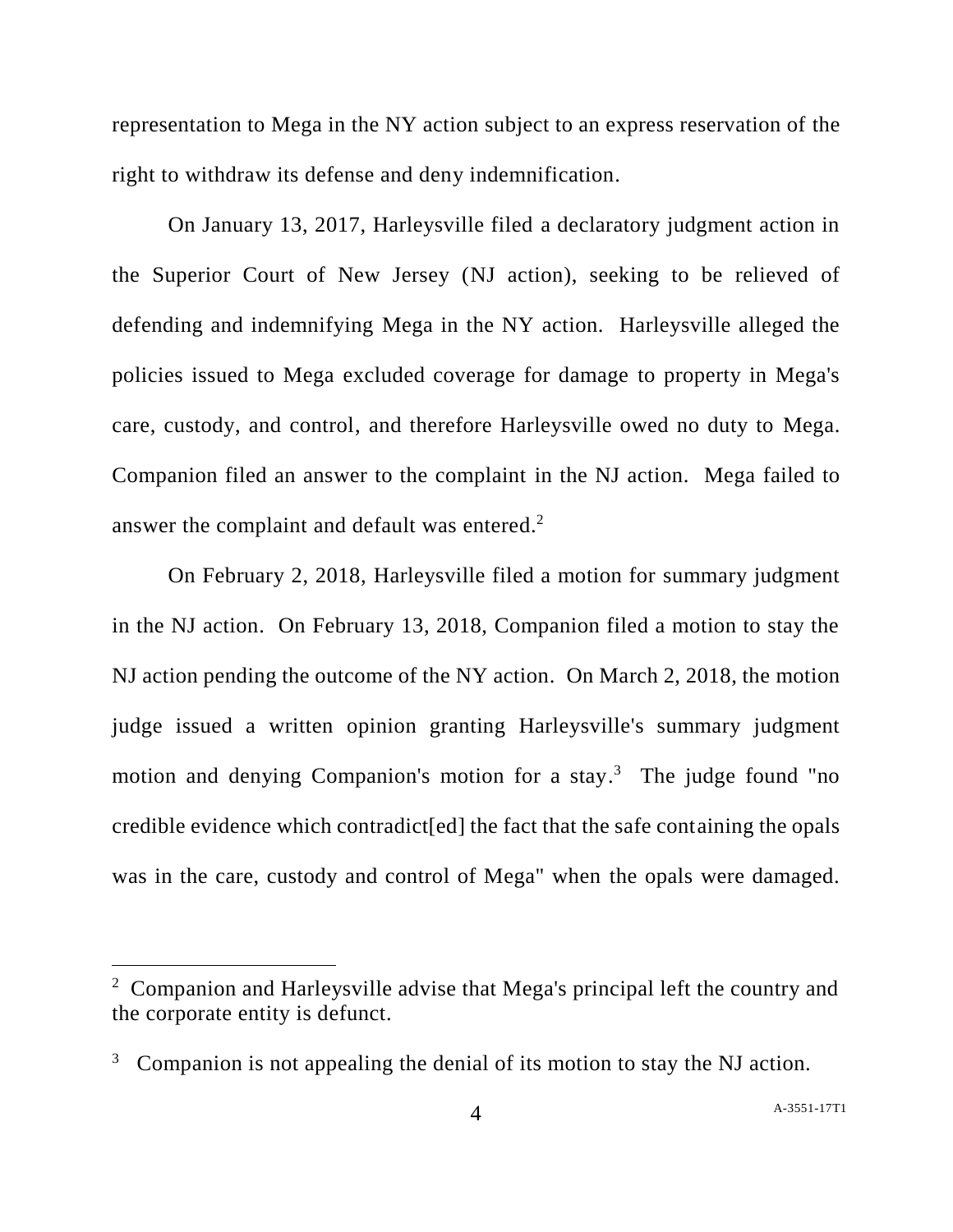representation to Mega in the NY action subject to an express reservation of the right to withdraw its defense and deny indemnification.

On January 13, 2017, Harleysville filed a declaratory judgment action in the Superior Court of New Jersey (NJ action), seeking to be relieved of defending and indemnifying Mega in the NY action. Harleysville alleged the policies issued to Mega excluded coverage for damage to property in Mega's care, custody, and control, and therefore Harleysville owed no duty to Mega. Companion filed an answer to the complaint in the NJ action. Mega failed to answer the complaint and default was entered.[2]

On February 2, 2018, Harleysville filed a motion for summary judgment in the NJ action. On February 13, 2018, Companion filed a motion to stay the NJ action pending the outcome of the NY action. On March 2, 2018, the motion judge issued a written opinion granting Harleysville's summary judgment motion and denying Companion's motion for a stay.[3] The judge found "no credible evidence which contradict[ed] the fact that the safe containing the opals was in the care, custody and control of Mega" when the opals were damaged.

---

[2] Companion and Harleysville advise that Mega's principal left the country and the corporate entity is defunct.

[3] Companion is not appealing the denial of its motion to stay the NJ action.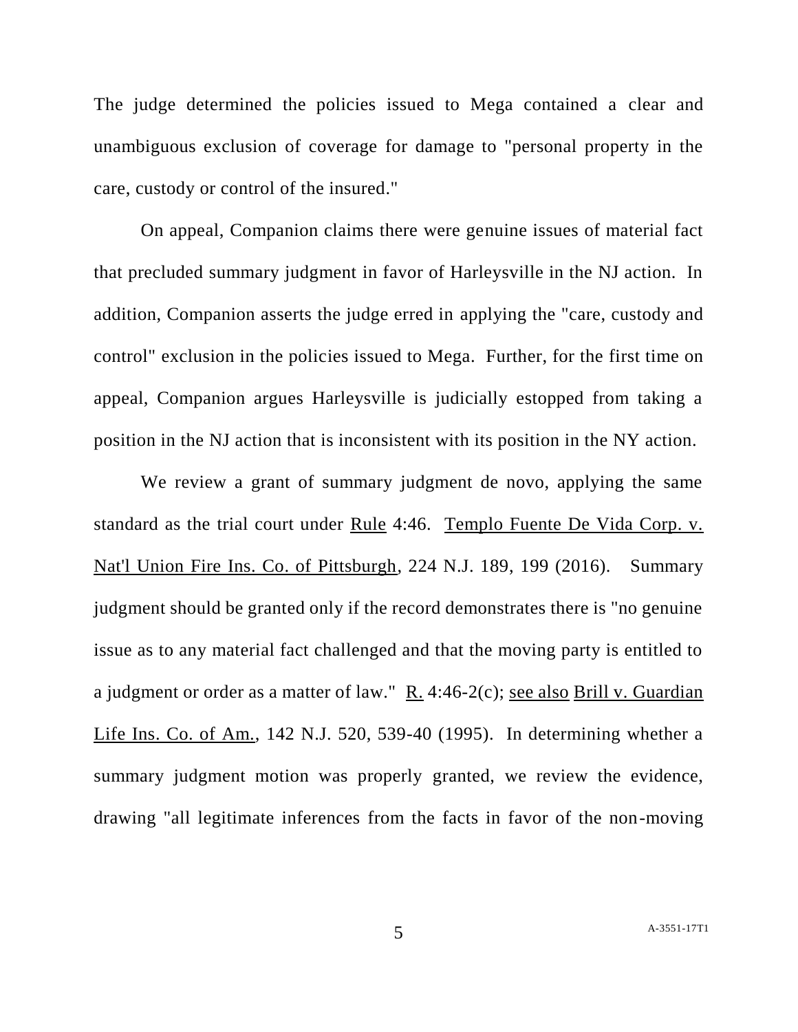The judge determined the policies issued to Mega contained a clear and unambiguous exclusion of coverage for damage to "personal property in the care, custody or control of the insured."

On appeal, Companion claims there were genuine issues of material fact that precluded summary judgment in favor of Harleysville in the NJ action. In addition, Companion asserts the judge erred in applying the "care, custody and control" exclusion in the policies issued to Mega. Further, for the first time on appeal, Companion argues Harleysville is judicially estopped from taking a position in the NJ action that is inconsistent with its position in the NY action.

We review a grant of summary judgment de novo, applying the same standard as the trial court under Rule 4:46. Templo Fuente De Vida Corp. v. Nat'l Union Fire Ins. Co. of Pittsburgh, 224 N.J. 189, 199 (2016). Summary judgment should be granted only if the record demonstrates there is "no genuine issue as to any material fact challenged and that the moving party is entitled to a judgment or order as a matter of law." R. 4:46-2(c); see also Brill v. Guardian Life Ins. Co. of Am., 142 N.J. 520, 539-40 (1995). In determining whether a summary judgment motion was properly granted, we review the evidence, drawing "all legitimate inferences from the facts in favor of the non-moving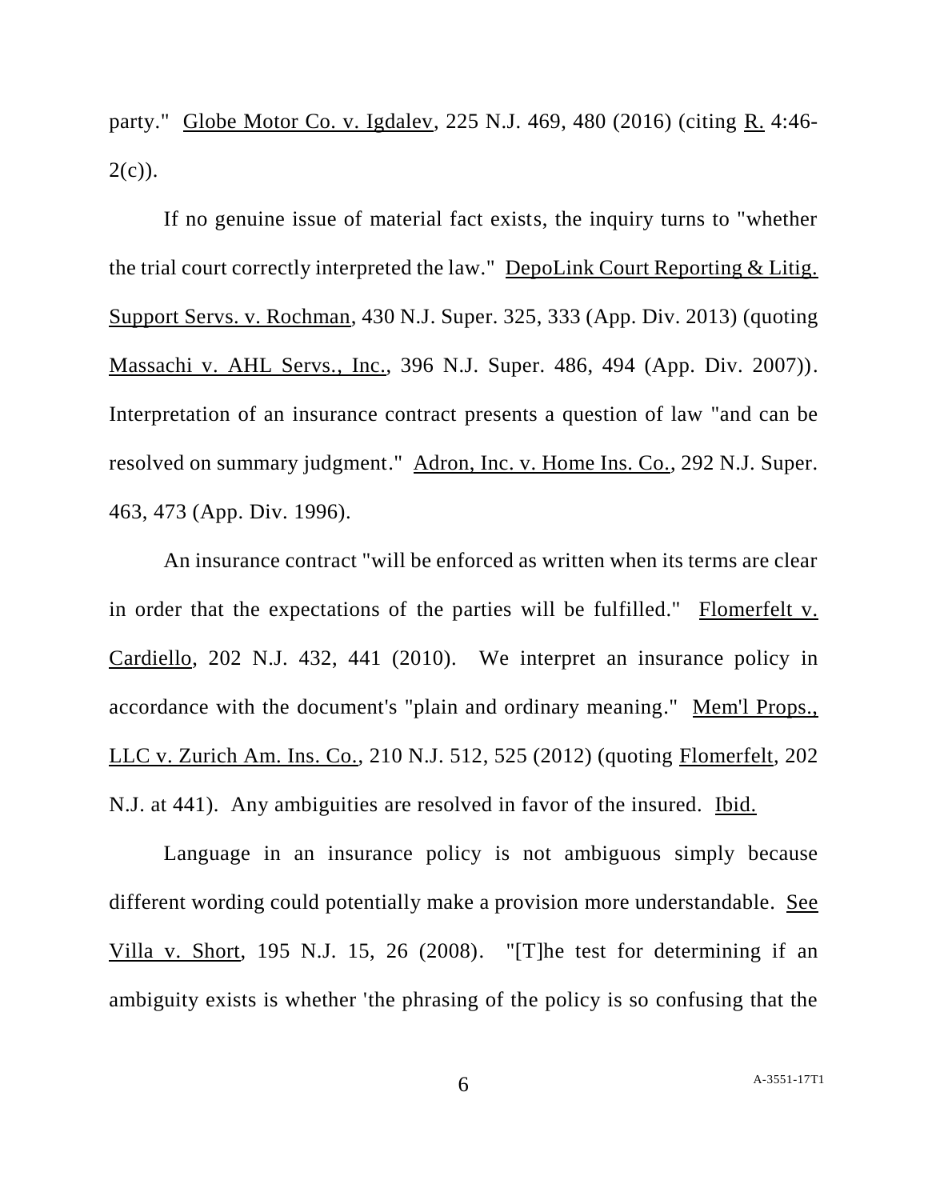party." Globe Motor Co. v. Igdalev, 225 N.J. 469, 480 (2016) (citing R. 4:46-2(c)).

If no genuine issue of material fact exists, the inquiry turns to "whether the trial court correctly interpreted the law." DepoLink Court Reporting & Litig. Support Servs. v. Rochman, 430 N.J. Super. 325, 333 (App. Div. 2013) (quoting Massachi v. AHL Servs., Inc., 396 N.J. Super. 486, 494 (App. Div. 2007)). Interpretation of an insurance contract presents a question of law "and can be resolved on summary judgment." Adron, Inc. v. Home Ins. Co., 292 N.J. Super. 463, 473 (App. Div. 1996).

An insurance contract "will be enforced as written when its terms are clear in order that the expectations of the parties will be fulfilled." Flomerfelt v. Cardiello, 202 N.J. 432, 441 (2010). We interpret an insurance policy in accordance with the document's "plain and ordinary meaning." Mem'l Props., LLC v. Zurich Am. Ins. Co., 210 N.J. 512, 525 (2012) (quoting Flomerfelt, 202 N.J. at 441). Any ambiguities are resolved in favor of the insured. Ibid.

Language in an insurance policy is not ambiguous simply because different wording could potentially make a provision more understandable. See Villa v. Short, 195 N.J. 15, 26 (2008). "[T]he test for determining if an ambiguity exists is whether 'the phrasing of the policy is so confusing that the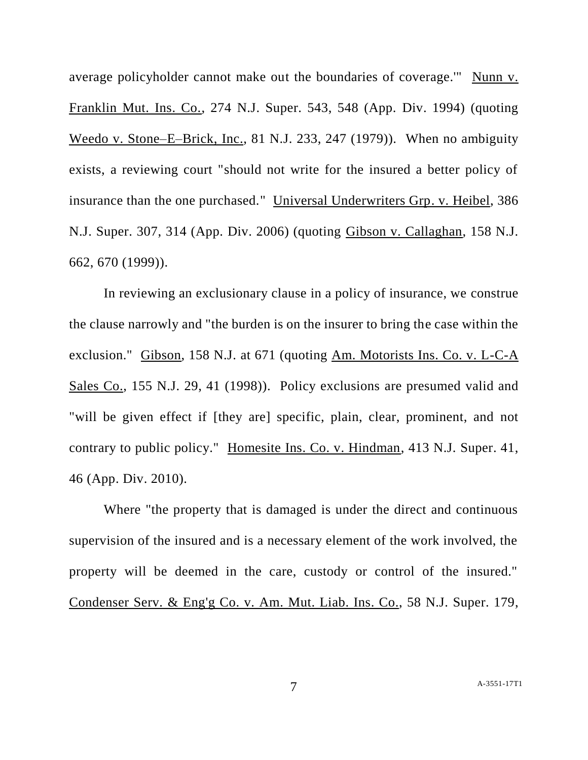average policyholder cannot make out the boundaries of coverage.'" Nunn v. Franklin Mut. Ins. Co., 274 N.J. Super. 543, 548 (App. Div. 1994) (quoting Weedo v. Stone–E–Brick, Inc., 81 N.J. 233, 247 (1979)). When no ambiguity exists, a reviewing court "should not write for the insured a better policy of insurance than the one purchased." Universal Underwriters Grp. v. Heibel, 386 N.J. Super. 307, 314 (App. Div. 2006) (quoting Gibson v. Callaghan, 158 N.J. 662, 670 (1999)).

In reviewing an exclusionary clause in a policy of insurance, we construe the clause narrowly and "the burden is on the insurer to bring the case within the exclusion." Gibson, 158 N.J. at 671 (quoting Am. Motorists Ins. Co. v. L-C-A Sales Co., 155 N.J. 29, 41 (1998)). Policy exclusions are presumed valid and "will be given effect if [they are] specific, plain, clear, prominent, and not contrary to public policy." Homesite Ins. Co. v. Hindman, 413 N.J. Super. 41, 46 (App. Div. 2010).

Where "the property that is damaged is under the direct and continuous supervision of the insured and is a necessary element of the work involved, the property will be deemed in the care, custody or control of the insured." Condenser Serv. & Eng'g Co. v. Am. Mut. Liab. Ins. Co., 58 N.J. Super. 179,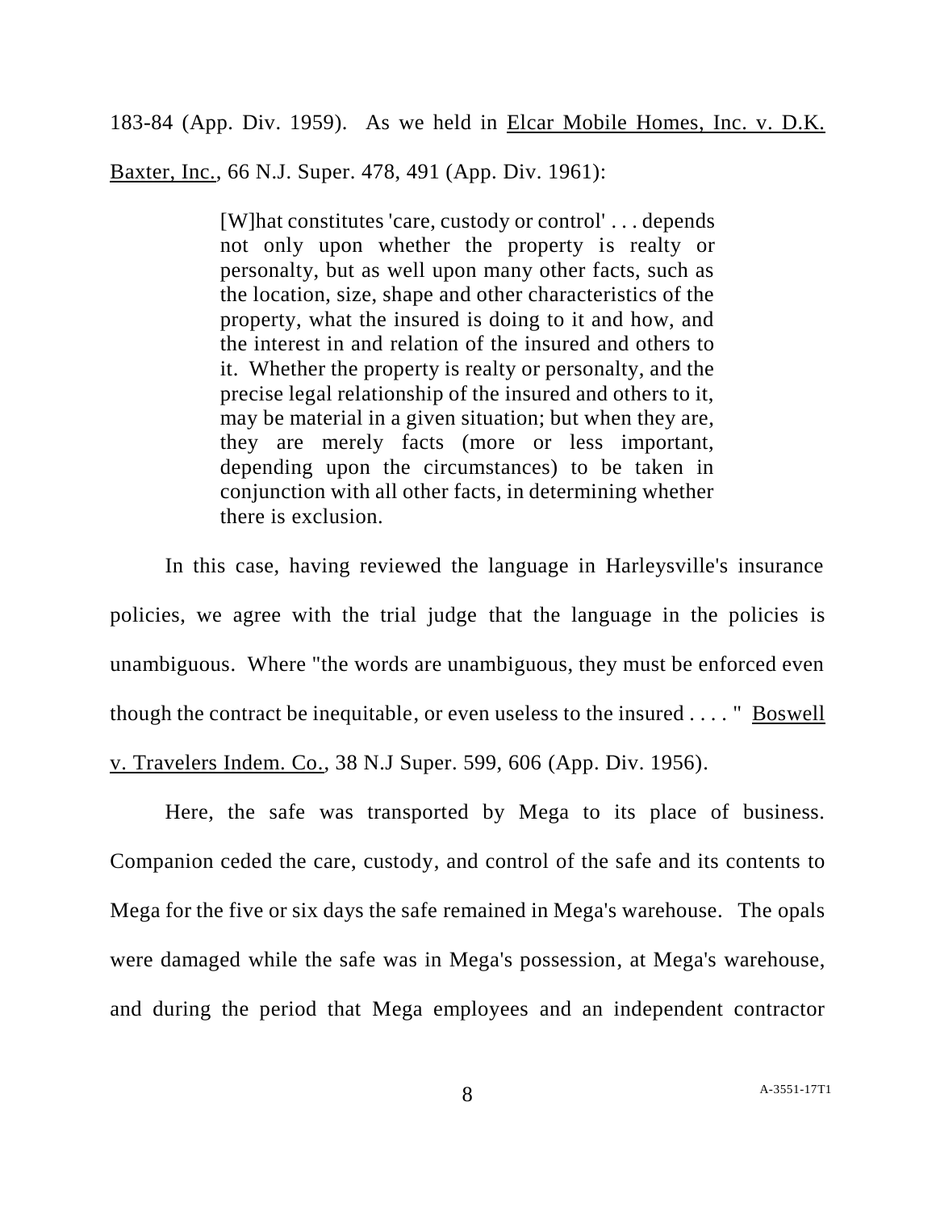183-84 (App. Div. 1959). As we held in Elcar Mobile Homes, Inc. v. D.K. Baxter, Inc., 66 N.J. Super. 478, 491 (App. Div. 1961):

> [W]hat constitutes 'care, custody or control' . . . depends not only upon whether the property is realty or personalty, but as well upon many other facts, such as the location, size, shape and other characteristics of the property, what the insured is doing to it and how, and the interest in and relation of the insured and others to it. Whether the property is realty or personalty, and the precise legal relationship of the insured and others to it, may be material in a given situation; but when they are, they are merely facts (more or less important, depending upon the circumstances) to be taken in conjunction with all other facts, in determining whether there is exclusion.

In this case, having reviewed the language in Harleysville's insurance policies, we agree with the trial judge that the language in the policies is unambiguous. Where "the words are unambiguous, they must be enforced even though the contract be inequitable, or even useless to the insured . . . . " Boswell v. Travelers Indem. Co., 38 N.J Super. 599, 606 (App. Div. 1956).

Here, the safe was transported by Mega to its place of business. Companion ceded the care, custody, and control of the safe and its contents to Mega for the five or six days the safe remained in Mega's warehouse. The opals were damaged while the safe was in Mega's possession, at Mega's warehouse, and during the period that Mega employees and an independent contractor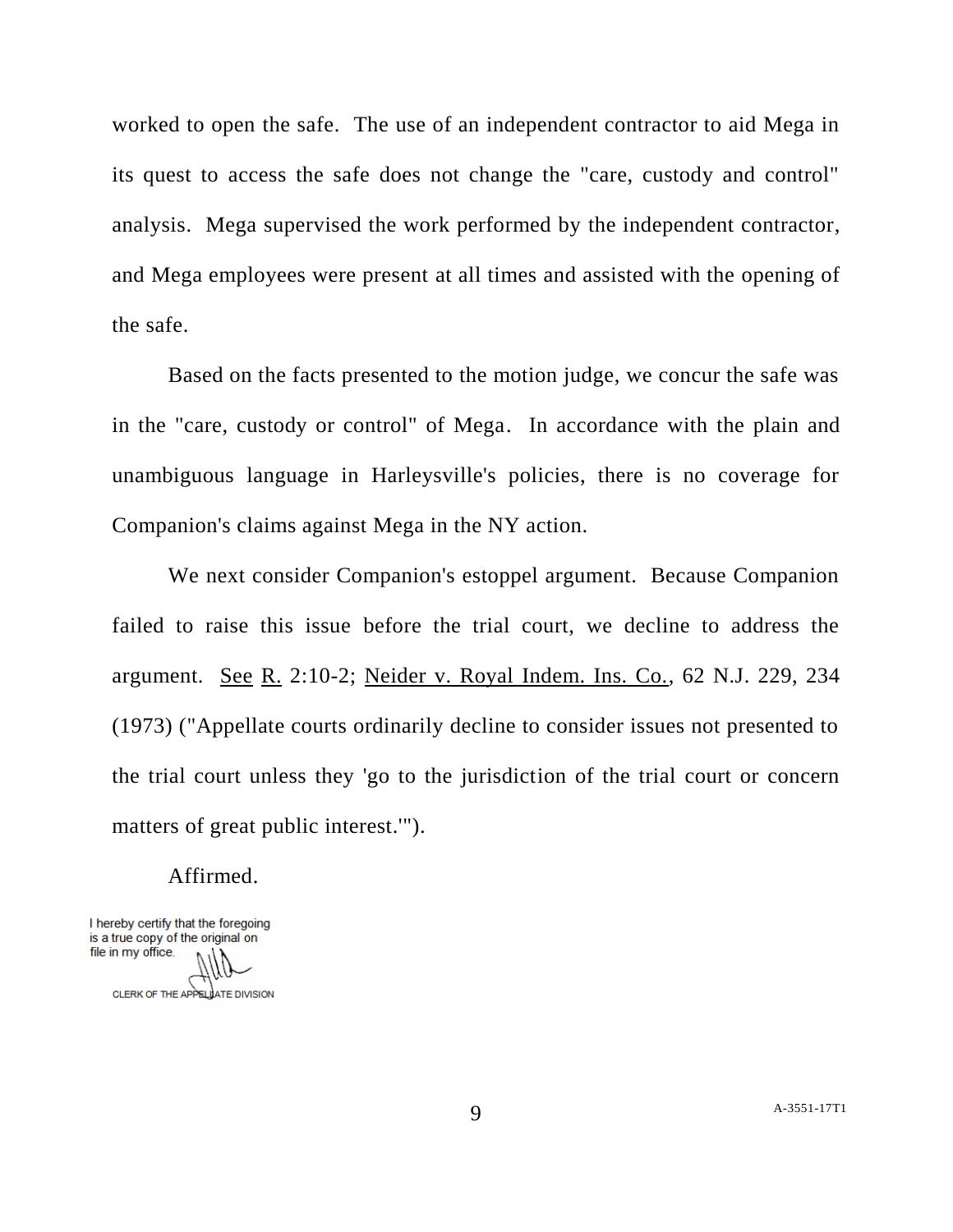worked to open the safe. The use of an independent contractor to aid Mega in its quest to access the safe does not change the "care, custody and control" analysis. Mega supervised the work performed by the independent contractor, and Mega employees were present at all times and assisted with the opening of the safe.

Based on the facts presented to the motion judge, we concur the safe was in the "care, custody or control" of Mega. In accordance with the plain and unambiguous language in Harleysville's policies, there is no coverage for Companion's claims against Mega in the NY action.

We next consider Companion's estoppel argument. Because Companion failed to raise this issue before the trial court, we decline to address the argument. See R. 2:10-2; Neider v. Royal Indem. Ins. Co., 62 N.J. 229, 234 (1973) ("Appellate courts ordinarily decline to consider issues not presented to the trial court unless they 'go to the jurisdiction of the trial court or concern matters of great public interest.'").

Affirmed.

I hereby certify that the foregoing is a true copy of the original on file in my office.

CLERK OF THE APPELLATE DIVISION